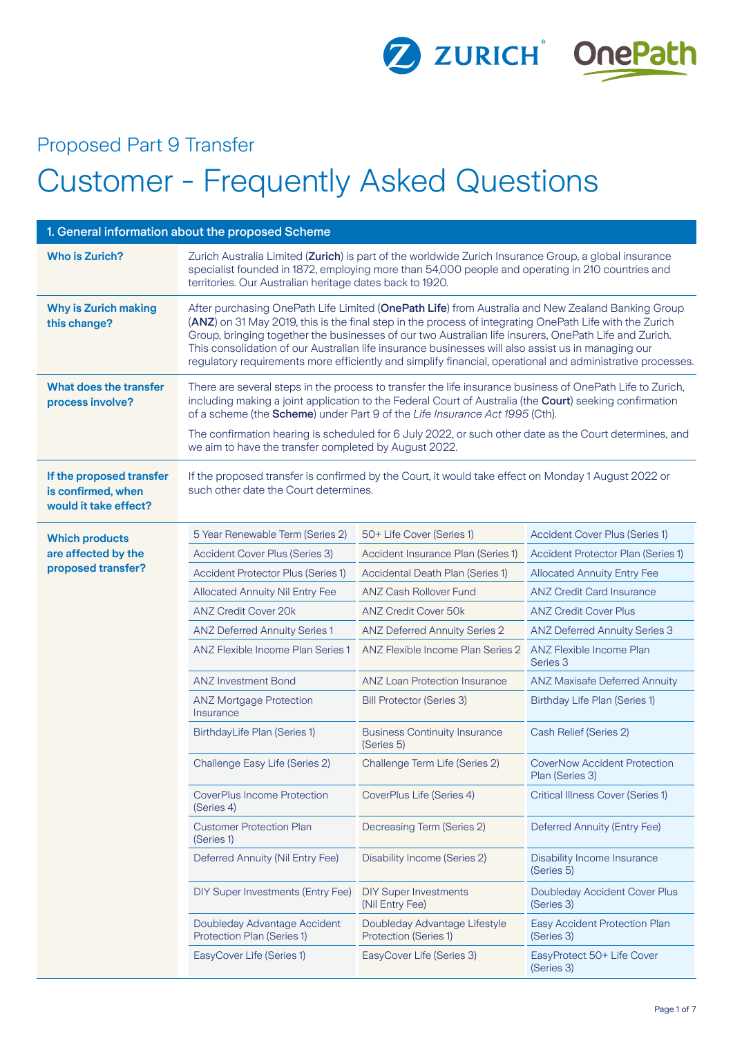Proposed Part 9 Transfer

# Customer - Frequently Asked Questions

## 1. General information about the proposed Scheme

**Who is Zurich?**

Zurich Australia Limited (**Zurich**) is part of the worldwide Zurich Insurance Group, a global insurance specialist founded in 1872, employing more than 54,000 people and operating in 210 countries and territories. Our Australian heritage dates back to 1920.

**Why is Zurich making this change?**

After purchasing OnePath Life Limited (**OnePath Life**) from Australia and New Zealand Banking Group (**ANZ**) on 31 May 2019, this is the final step in the process of integrating OnePath Life with the Zurich Group, bringing together the businesses of our two Australian life insurers, OnePath Life and Zurich. This consolidation of our Australian life insurance businesses will also assist us in managing our regulatory requirements more efficiently and simplify financial, operational and administrative processes.

**What does the transfer process involve?**

There are several steps in the process to transfer the life insurance business of OnePath Life to Zurich, including making a joint application to the Federal Court of Australia (the **Court**) seeking confirmation of a scheme (the **Scheme**) under Part 9 of the *Life Insurance Act 1995* (Cth).

The confirmation hearing is scheduled for 6 July 2022, or such other date as the Court determines, and we aim to have the transfer completed by August 2022.

**If the proposed transfer is confirmed, when would it take effect?**

If the proposed transfer is confirmed by the Court, it would take effect on Monday 1 August 2022 or such other date the Court determines.

**Which products are affected by the proposed transfer?**

| | | |
|---|---|---|
| 5 Year Renewable Term (Series 2) | 50+ Life Cover (Series 1) | Accident Cover Plus (Series 1) |
| Accident Cover Plus (Series 3) | Accident Insurance Plan (Series 1) | Accident Protector Plan (Series 1) |
| Accident Protector Plus (Series 1) | Accidental Death Plan (Series 1) | Allocated Annuity Entry Fee |
| Allocated Annuity Nil Entry Fee | ANZ Cash Rollover Fund | ANZ Credit Card Insurance |
| ANZ Credit Cover 20k | ANZ Credit Cover 50k | ANZ Credit Cover Plus |
| ANZ Deferred Annuity Series 1 | ANZ Deferred Annuity Series 2 | ANZ Deferred Annuity Series 3 |
| ANZ Flexible Income Plan Series 1 | ANZ Flexible Income Plan Series 2 | ANZ Flexible Income Plan Series 3 |
| ANZ Investment Bond | ANZ Loan Protection Insurance | ANZ Maxisafe Deferred Annuity |
| ANZ Mortgage Protection Insurance | Bill Protector (Series 3) | Birthday Life Plan (Series 1) |
| BirthdayLife Plan (Series 1) | Business Continuity Insurance (Series 5) | Cash Relief (Series 2) |
| Challenge Easy Life (Series 2) | Challenge Term Life (Series 2) | CoverNow Accident Protection Plan (Series 3) |
| CoverPlus Income Protection (Series 4) | CoverPlus Life (Series 4) | Critical Illness Cover (Series 1) |
| Customer Protection Plan (Series 1) | Decreasing Term (Series 2) | Deferred Annuity (Entry Fee) |
| Deferred Annuity (Nil Entry Fee) | Disability Income (Series 2) | Disability Income Insurance (Series 5) |
| DIY Super Investments (Entry Fee) | DIY Super Investments (Nil Entry Fee) | Doubleday Accident Cover Plus (Series 3) |
| Doubleday Advantage Accident Protection Plan (Series 1) | Doubleday Advantage Lifestyle Protection (Series 1) | Easy Accident Protection Plan (Series 3) |
| EasyCover Life (Series 1) | EasyCover Life (Series 3) | EasyProtect 50+ Life Cover (Series 3) |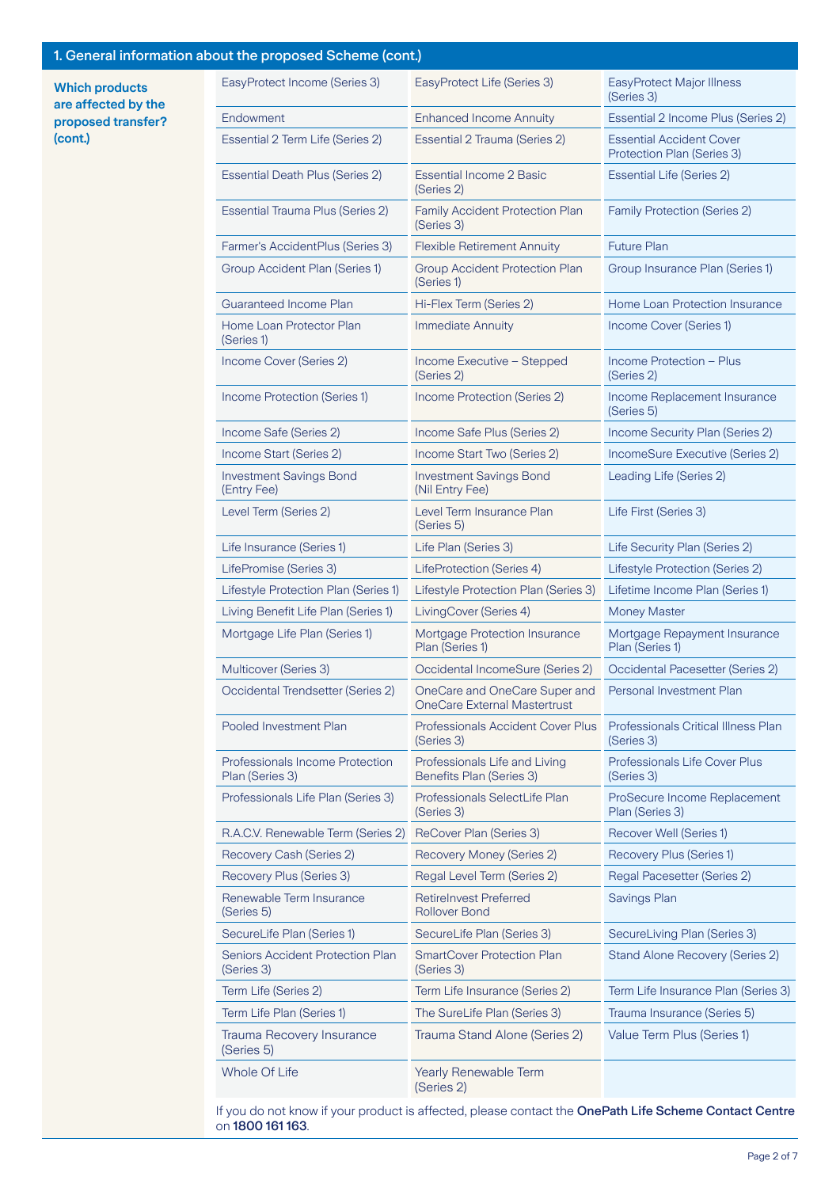## 1. General information about the proposed Scheme (cont.)

**Which products are affected by the proposed transfer? (cont.)**

| | | |
|---|---|---|
| EasyProtect Income (Series 3) | EasyProtect Life (Series 3) | EasyProtect Major Illness (Series 3) |
| Endowment | Enhanced Income Annuity | Essential 2 Income Plus (Series 2) |
| Essential 2 Term Life (Series 2) | Essential 2 Trauma (Series 2) | Essential Accident Cover Protection Plan (Series 3) |
| Essential Death Plus (Series 2) | Essential Income 2 Basic (Series 2) | Essential Life (Series 2) |
| Essential Trauma Plus (Series 2) | Family Accident Protection Plan (Series 3) | Family Protection (Series 2) |
| Farmer's AccidentPlus (Series 3) | Flexible Retirement Annuity | Future Plan |
| Group Accident Plan (Series 1) | Group Accident Protection Plan (Series 1) | Group Insurance Plan (Series 1) |
| Guaranteed Income Plan | Hi-Flex Term (Series 2) | Home Loan Protection Insurance |
| Home Loan Protector Plan (Series 1) | Immediate Annuity | Income Cover (Series 1) |
| Income Cover (Series 2) | Income Executive – Stepped (Series 2) | Income Protection – Plus (Series 2) |
| Income Protection (Series 1) | Income Protection (Series 2) | Income Replacement Insurance (Series 5) |
| Income Safe (Series 2) | Income Safe Plus (Series 2) | Income Security Plan (Series 2) |
| Income Start (Series 2) | Income Start Two (Series 2) | IncomeSure Executive (Series 2) |
| Investment Savings Bond (Entry Fee) | Investment Savings Bond (Nil Entry Fee) | Leading Life (Series 2) |
| Level Term (Series 2) | Level Term Insurance Plan (Series 5) | Life First (Series 3) |
| Life Insurance (Series 1) | Life Plan (Series 3) | Life Security Plan (Series 2) |
| LifePromise (Series 3) | LifeProtection (Series 4) | Lifestyle Protection (Series 2) |
| Lifestyle Protection Plan (Series 1) | Lifestyle Protection Plan (Series 3) | Lifetime Income Plan (Series 1) |
| Living Benefit Life Plan (Series 1) | LivingCover (Series 4) | Money Master |
| Mortgage Life Plan (Series 1) | Mortgage Protection Insurance Plan (Series 1) | Mortgage Repayment Insurance Plan (Series 1) |
| Multicover (Series 3) | Occidental IncomeSure (Series 2) | Occidental Pacesetter (Series 2) |
| Occidental Trendsetter (Series 2) | OneCare and OneCare Super and OneCare External Mastertrust | Personal Investment Plan |
| Pooled Investment Plan | Professionals Accident Cover Plus (Series 3) | Professionals Critical Illness Plan (Series 3) |
| Professionals Income Protection Plan (Series 3) | Professionals Life and Living Benefits Plan (Series 3) | Professionals Life Cover Plus (Series 3) |
| Professionals Life Plan (Series 3) | Professionals SelectLife Plan (Series 3) | ProSecure Income Replacement Plan (Series 3) |
| R.A.C.V. Renewable Term (Series 2) | ReCover Plan (Series 3) | Recover Well (Series 1) |
| Recovery Cash (Series 2) | Recovery Money (Series 2) | Recovery Plus (Series 1) |
| Recovery Plus (Series 3) | Regal Level Term (Series 2) | Regal Pacesetter (Series 2) |
| Renewable Term Insurance (Series 5) | RetireInvest Preferred Rollover Bond | Savings Plan |
| SecureLife Plan (Series 1) | SecureLife Plan (Series 3) | SecureLiving Plan (Series 3) |
| Seniors Accident Protection Plan (Series 3) | SmartCover Protection Plan (Series 3) | Stand Alone Recovery (Series 2) |
| Term Life (Series 2) | Term Life Insurance (Series 2) | Term Life Insurance Plan (Series 3) |
| Term Life Plan (Series 1) | The SureLife Plan (Series 3) | Trauma Insurance (Series 5) |
| Trauma Recovery Insurance (Series 5) | Trauma Stand Alone (Series 2) | Value Term Plus (Series 1) |
| Whole Of Life | Yearly Renewable Term (Series 2) | |

If you do not know if your product is affected, please contact the **OnePath Life Scheme Contact Centre** on **1800 161 163**.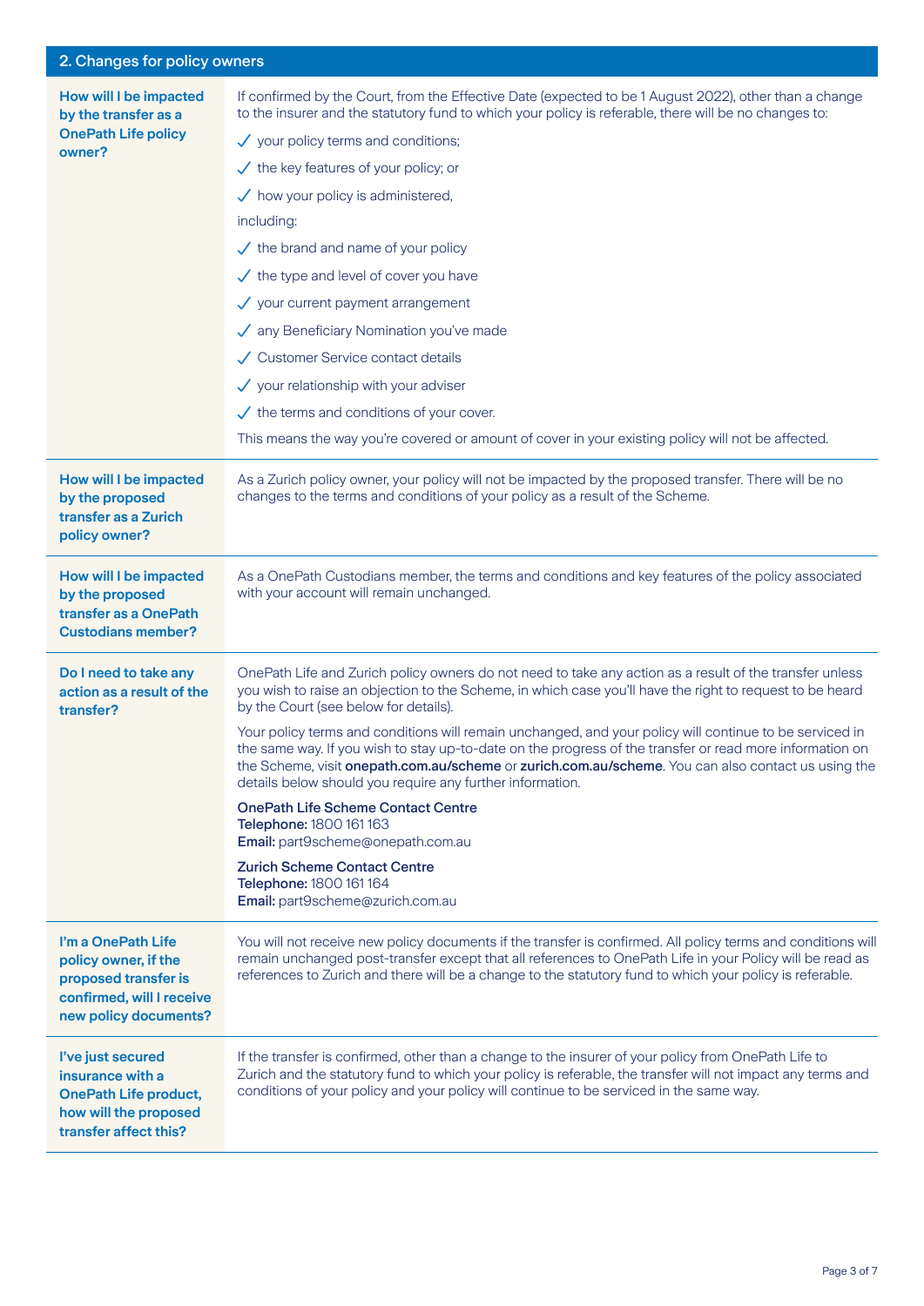## 2. Changes for policy owners

| | |
|---|---|
| **How will I be impacted by the transfer as a OnePath Life policy owner?** | If confirmed by the Court, from the Effective Date (expected to be 1 August 2022), other than a change to the insurer and the statutory fund to which your policy is referable, there will be no changes to:<br>✓ your policy terms and conditions;<br>✓ the key features of your policy; or<br>✓ how your policy is administered,<br>including:<br>✓ the brand and name of your policy<br>✓ the type and level of cover you have<br>✓ your current payment arrangement<br>✓ any Beneficiary Nomination you've made<br>✓ Customer Service contact details<br>✓ your relationship with your adviser<br>✓ the terms and conditions of your cover.<br>This means the way you're covered or amount of cover in your existing policy will not be affected. |
| **How will I be impacted by the proposed transfer as a Zurich policy owner?** | As a Zurich policy owner, your policy will not be impacted by the proposed transfer. There will be no changes to the terms and conditions of your policy as a result of the Scheme. |
| **How will I be impacted by the proposed transfer as a OnePath Custodians member?** | As a OnePath Custodians member, the terms and conditions and key features of the policy associated with your account will remain unchanged. |
| **Do I need to take any action as a result of the transfer?** | OnePath Life and Zurich policy owners do not need to take any action as a result of the transfer unless you wish to raise an objection to the Scheme, in which case you'll have the right to request to be heard by the Court (see below for details).<br>Your policy terms and conditions will remain unchanged, and your policy will continue to be serviced in the same way. If you wish to stay up-to-date on the progress of the transfer or read more information on the Scheme, visit **onepath.com.au/scheme** or **zurich.com.au/scheme**. You can also contact us using the details below should you require any further information.<br>**OnePath Life Scheme Contact Centre**<br>**Telephone:** 1800 161 163<br>**Email:** part9scheme@onepath.com.au<br>**Zurich Scheme Contact Centre**<br>**Telephone:** 1800 161 164<br>**Email:** part9scheme@zurich.com.au |
| **I'm a OnePath Life policy owner, if the proposed transfer is confirmed, will I receive new policy documents?** | You will not receive new policy documents if the transfer is confirmed. All policy terms and conditions will remain unchanged post-transfer except that all references to OnePath Life in your Policy will be read as references to Zurich and there will be a change to the statutory fund to which your policy is referable. |
| **I've just secured insurance with a OnePath Life product, how will the proposed transfer affect this?** | If the transfer is confirmed, other than a change to the insurer of your policy from OnePath Life to Zurich and the statutory fund to which your policy is referable, the transfer will not impact any terms and conditions of your policy and your policy will continue to be serviced in the same way. |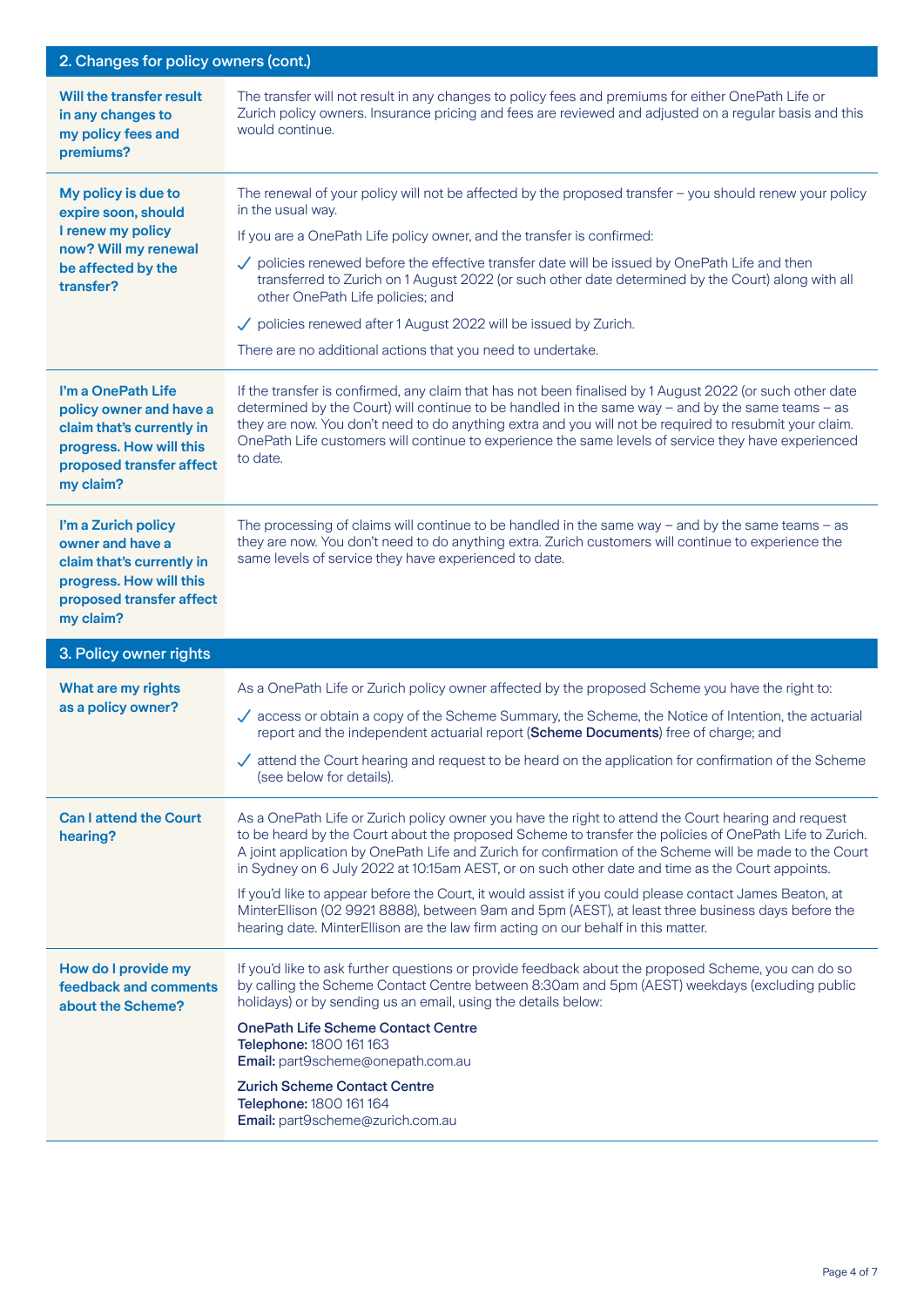## 2. Changes for policy owners (cont.)

**Will the transfer result in any changes to my policy fees and premiums?**

The transfer will not result in any changes to policy fees and premiums for either OnePath Life or Zurich policy owners. Insurance pricing and fees are reviewed and adjusted on a regular basis and this would continue.

**My policy is due to expire soon, should I renew my policy now? Will my renewal be affected by the transfer?**

The renewal of your policy will not be affected by the proposed transfer – you should renew your policy in the usual way.

If you are a OnePath Life policy owner, and the transfer is confirmed:

- ✓ policies renewed before the effective transfer date will be issued by OnePath Life and then transferred to Zurich on 1 August 2022 (or such other date determined by the Court) along with all other OnePath Life policies; and
- ✓ policies renewed after 1 August 2022 will be issued by Zurich.

There are no additional actions that you need to undertake.

**I'm a OnePath Life policy owner and have a claim that's currently in progress. How will this proposed transfer affect my claim?**

If the transfer is confirmed, any claim that has not been finalised by 1 August 2022 (or such other date determined by the Court) will continue to be handled in the same way – and by the same teams – as they are now. You don't need to do anything extra and you will not be required to resubmit your claim. OnePath Life customers will continue to experience the same levels of service they have experienced to date.

**I'm a Zurich policy owner and have a claim that's currently in progress. How will this proposed transfer affect my claim?**

The processing of claims will continue to be handled in the same way – and by the same teams – as they are now. You don't need to do anything extra. Zurich customers will continue to experience the same levels of service they have experienced to date.

## 3. Policy owner rights

**What are my rights as a policy owner?**

As a OnePath Life or Zurich policy owner affected by the proposed Scheme you have the right to:

- ✓ access or obtain a copy of the Scheme Summary, the Scheme, the Notice of Intention, the actuarial report and the independent actuarial report (**Scheme Documents**) free of charge; and
- ✓ attend the Court hearing and request to be heard on the application for confirmation of the Scheme (see below for details).

**Can I attend the Court hearing?**

As a OnePath Life or Zurich policy owner you have the right to attend the Court hearing and request to be heard by the Court about the proposed Scheme to transfer the policies of OnePath Life to Zurich. A joint application by OnePath Life and Zurich for confirmation of the Scheme will be made to the Court in Sydney on 6 July 2022 at 10:15am AEST, or on such other date and time as the Court appoints.

If you'd like to appear before the Court, it would assist if you could please contact James Beaton, at MinterEllison (02 9921 8888), between 9am and 5pm (AEST), at least three business days before the hearing date. MinterEllison are the law firm acting on our behalf in this matter.

**How do I provide my feedback and comments about the Scheme?**

If you'd like to ask further questions or provide feedback about the proposed Scheme, you can do so by calling the Scheme Contact Centre between 8:30am and 5pm (AEST) weekdays (excluding public holidays) or by sending us an email, using the details below:

**OnePath Life Scheme Contact Centre**
**Telephone:** 1800 161 163
**Email:** part9scheme@onepath.com.au

**Zurich Scheme Contact Centre**
**Telephone:** 1800 161 164
**Email:** part9scheme@zurich.com.au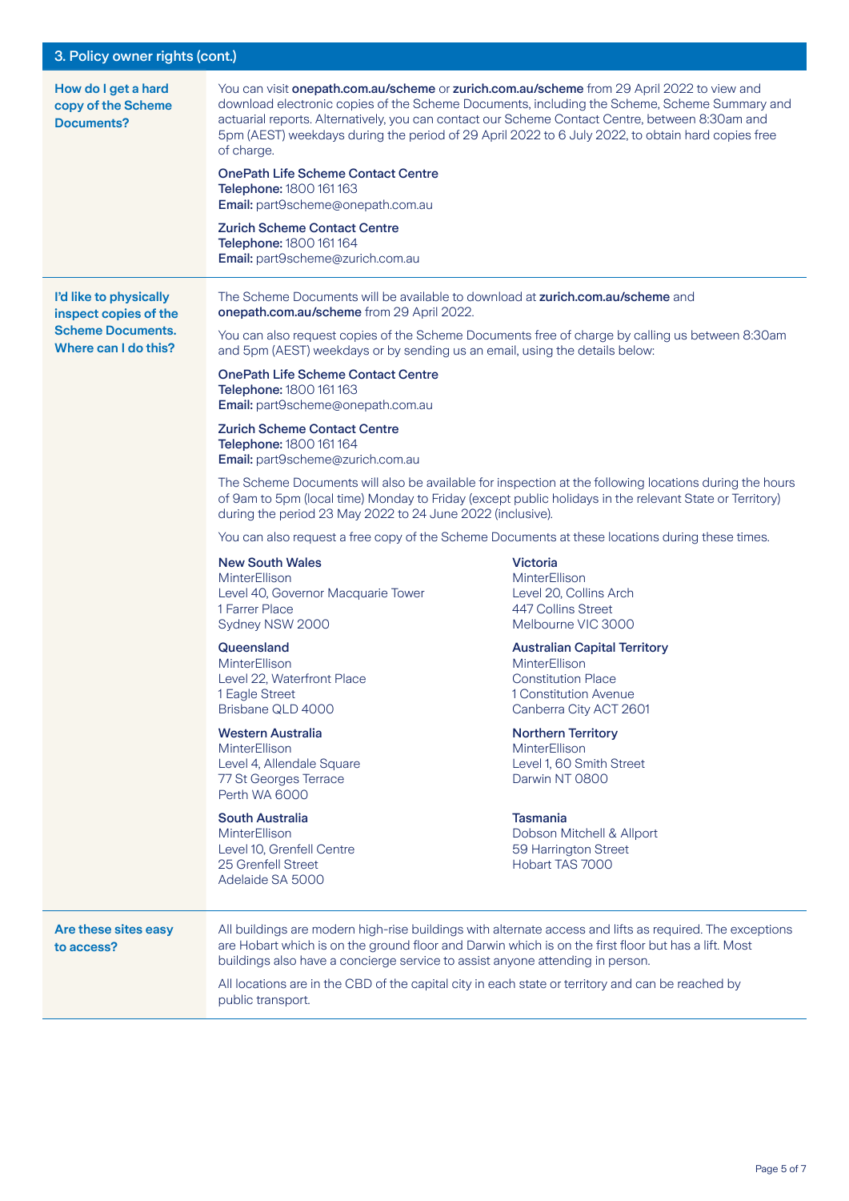## 3. Policy owner rights (cont.)

### How do I get a hard copy of the Scheme Documents?

You can visit **onepath.com.au/scheme** or **zurich.com.au/scheme** from 29 April 2022 to view and download electronic copies of the Scheme Documents, including the Scheme, Scheme Summary and actuarial reports. Alternatively, you can contact our Scheme Contact Centre, between 8:30am and 5pm (AEST) weekdays during the period of 29 April 2022 to 6 July 2022, to obtain hard copies free of charge.

**OnePath Life Scheme Contact Centre**
**Telephone:** 1800 161 163
**Email:** part9scheme@onepath.com.au

**Zurich Scheme Contact Centre**
**Telephone:** 1800 161 164
**Email:** part9scheme@zurich.com.au

### I'd like to physically inspect copies of the Scheme Documents. Where can I do this?

The Scheme Documents will be available to download at **zurich.com.au/scheme** and **onepath.com.au/scheme** from 29 April 2022.

You can also request copies of the Scheme Documents free of charge by calling us between 8:30am and 5pm (AEST) weekdays or by sending us an email, using the details below:

**OnePath Life Scheme Contact Centre**
**Telephone:** 1800 161 163
**Email:** part9scheme@onepath.com.au

**Zurich Scheme Contact Centre**
**Telephone:** 1800 161 164
**Email:** part9scheme@zurich.com.au

The Scheme Documents will also be available for inspection at the following locations during the hours of 9am to 5pm (local time) Monday to Friday (except public holidays in the relevant State or Territory) during the period 23 May 2022 to 24 June 2022 (inclusive).

You can also request a free copy of the Scheme Documents at these locations during these times.

**New South Wales**
MinterEllison
Level 40, Governor Macquarie Tower
1 Farrer Place
Sydney NSW 2000

**Queensland**
MinterEllison
Level 22, Waterfront Place
1 Eagle Street
Brisbane QLD 4000

**Western Australia**
MinterEllison
Level 4, Allendale Square
77 St Georges Terrace
Perth WA 6000

**South Australia**
MinterEllison
Level 10, Grenfell Centre
25 Grenfell Street
Adelaide SA 5000

**Victoria**
MinterEllison
Level 20, Collins Arch
447 Collins Street
Melbourne VIC 3000

**Australian Capital Territory**
MinterEllison
Constitution Place
1 Constitution Avenue
Canberra City ACT 2601

**Northern Territory**
MinterEllison
Level 1, 60 Smith Street
Darwin NT 0800

**Tasmania**
Dobson Mitchell & Allport
59 Harrington Street
Hobart TAS 7000

### Are these sites easy to access?

All buildings are modern high-rise buildings with alternate access and lifts as required. The exceptions are Hobart which is on the ground floor and Darwin which is on the first floor but has a lift. Most buildings also have a concierge service to assist anyone attending in person.

All locations are in the CBD of the capital city in each state or territory and can be reached by public transport.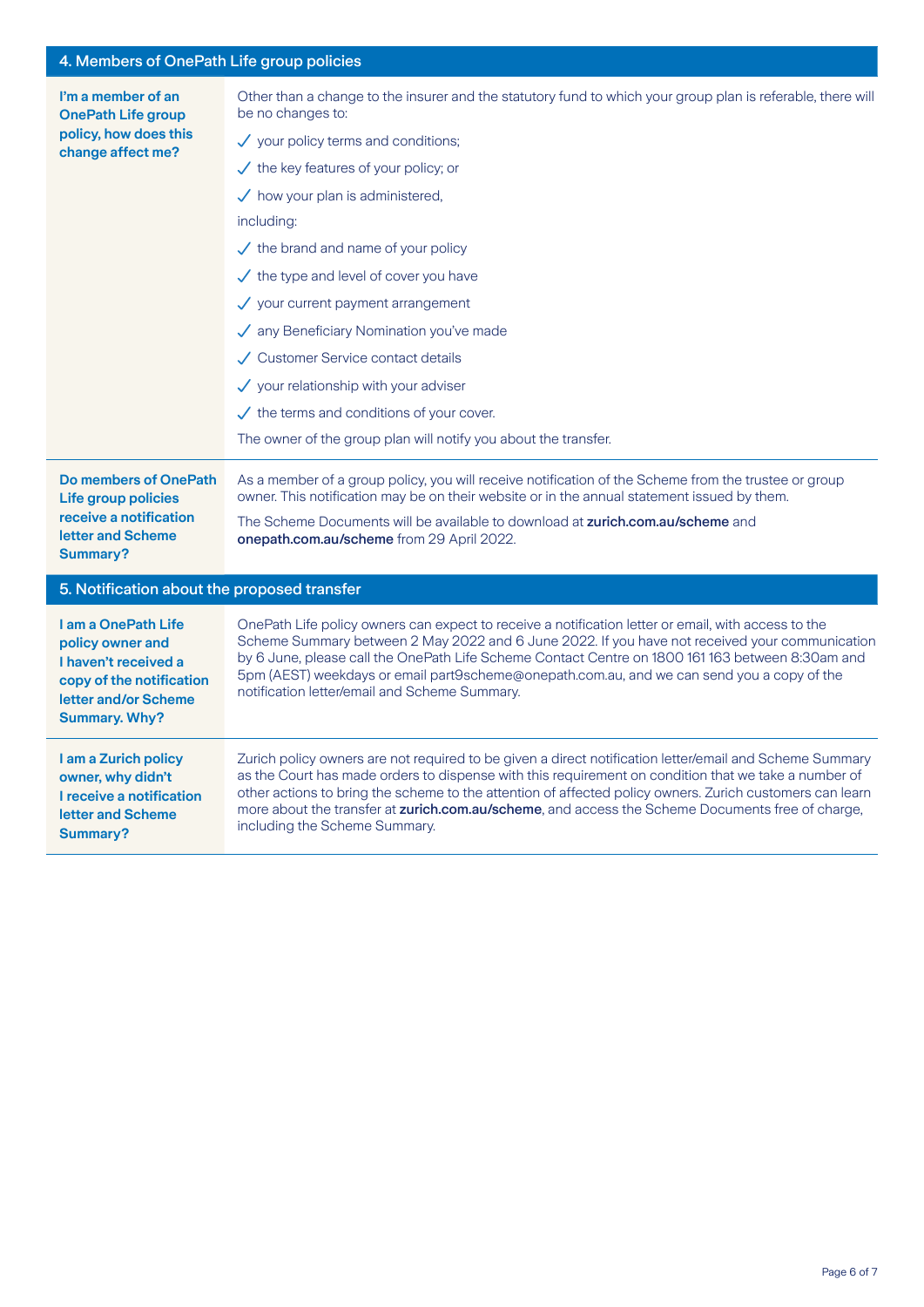## 4. Members of OnePath Life group policies

**I'm a member of an OnePath Life group policy, how does this change affect me?**

Other than a change to the insurer and the statutory fund to which your group plan is referable, there will be no changes to:

- ✓ your policy terms and conditions;
- ✓ the key features of your policy; or
- ✓ how your plan is administered,

including:

- ✓ the brand and name of your policy
- ✓ the type and level of cover you have
- ✓ your current payment arrangement
- ✓ any Beneficiary Nomination you've made
- ✓ Customer Service contact details
- ✓ your relationship with your adviser
- ✓ the terms and conditions of your cover.

The owner of the group plan will notify you about the transfer.

**Do members of OnePath Life group policies receive a notification letter and Scheme Summary?**

As a member of a group policy, you will receive notification of the Scheme from the trustee or group owner. This notification may be on their website or in the annual statement issued by them.

The Scheme Documents will be available to download at **zurich.com.au/scheme** and **onepath.com.au/scheme** from 29 April 2022.

## 5. Notification about the proposed transfer

**I am a OnePath Life policy owner and I haven't received a copy of the notification letter and/or Scheme Summary. Why?**

OnePath Life policy owners can expect to receive a notification letter or email, with access to the Scheme Summary between 2 May 2022 and 6 June 2022. If you have not received your communication by 6 June, please call the OnePath Life Scheme Contact Centre on 1800 161 163 between 8:30am and 5pm (AEST) weekdays or email part9scheme@onepath.com.au, and we can send you a copy of the notification letter/email and Scheme Summary.

**I am a Zurich policy owner, why didn't I receive a notification letter and Scheme Summary?**

Zurich policy owners are not required to be given a direct notification letter/email and Scheme Summary as the Court has made orders to dispense with this requirement on condition that we take a number of other actions to bring the scheme to the attention of affected policy owners. Zurich customers can learn more about the transfer at **zurich.com.au/scheme**, and access the Scheme Documents free of charge, including the Scheme Summary.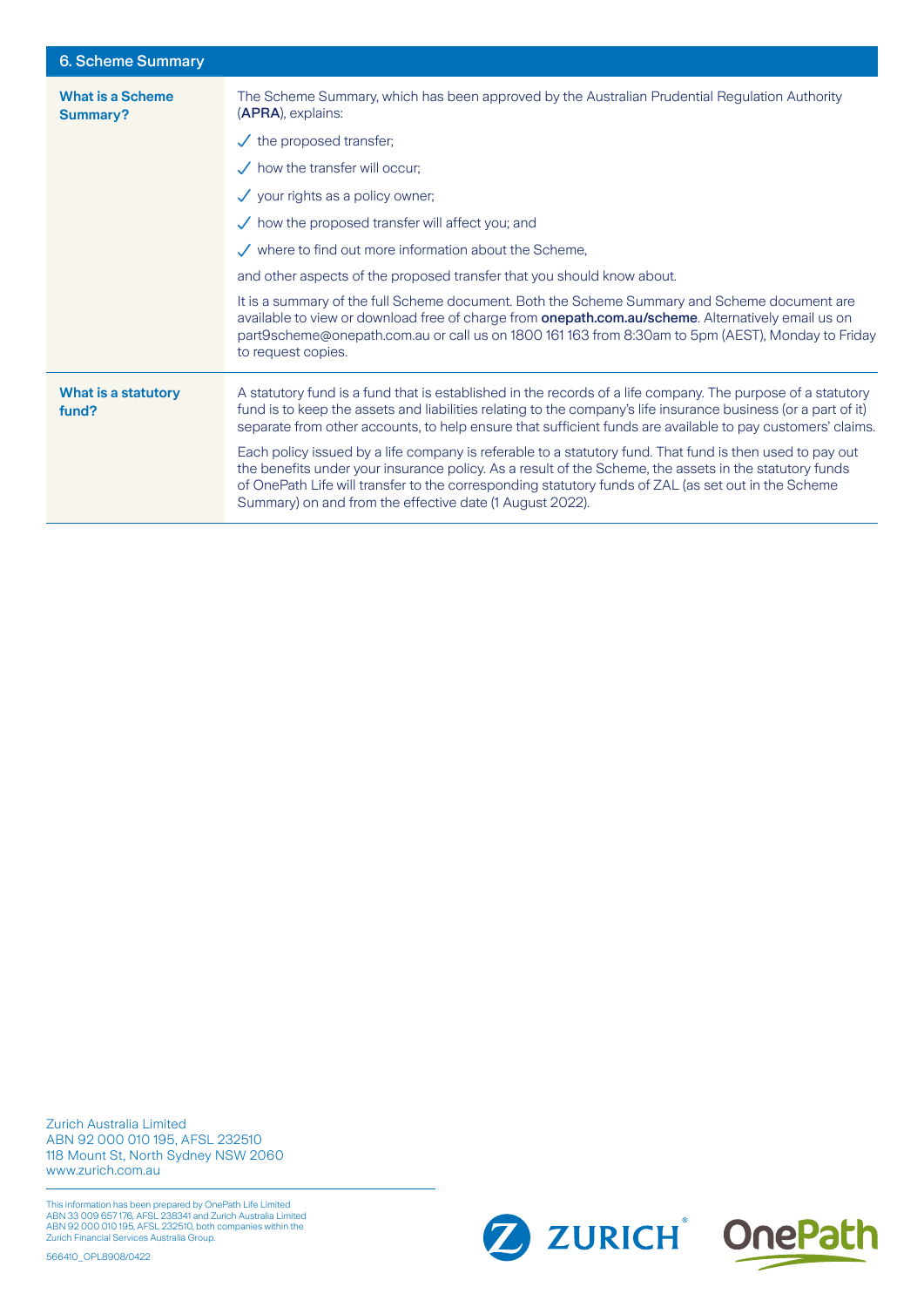## 6. Scheme Summary

| | |
|---|---|
| **What is a Scheme Summary?** | The Scheme Summary, which has been approved by the Australian Prudential Regulation Authority (**APRA**), explains:<br>✓ the proposed transfer;<br>✓ how the transfer will occur;<br>✓ your rights as a policy owner;<br>✓ how the proposed transfer will affect you; and<br>✓ where to find out more information about the Scheme,<br>and other aspects of the proposed transfer that you should know about.<br>It is a summary of the full Scheme document. Both the Scheme Summary and Scheme document are available to view or download free of charge from **onepath.com.au/scheme**. Alternatively email us on part9scheme@onepath.com.au or call us on 1800 161 163 from 8:30am to 5pm (AEST), Monday to Friday to request copies. |
| **What is a statutory fund?** | A statutory fund is a fund that is established in the records of a life company. The purpose of a statutory fund is to keep the assets and liabilities relating to the company's life insurance business (or a part of it) separate from other accounts, to help ensure that sufficient funds are available to pay customers' claims.<br>Each policy issued by a life company is referable to a statutory fund. That fund is then used to pay out the benefits under your insurance policy. As a result of the Scheme, the assets in the statutory funds of OnePath Life will transfer to the corresponding statutory funds of ZAL (as set out in the Scheme Summary) on and from the effective date (1 August 2022). |

Zurich Australia Limited
ABN 92 000 010 195, AFSL 232510
118 Mount St, North Sydney NSW 2060
www.zurich.com.au

This information has been prepared by OnePath Life Limited ABN 33 009 657 176, AFSL 238341 and Zurich Australia Limited ABN 92 000 010 195, AFSL 232510, both companies within the Zurich Financial Services Australia Group.

566410_OPL8908/0422

ZURICH® OnePath